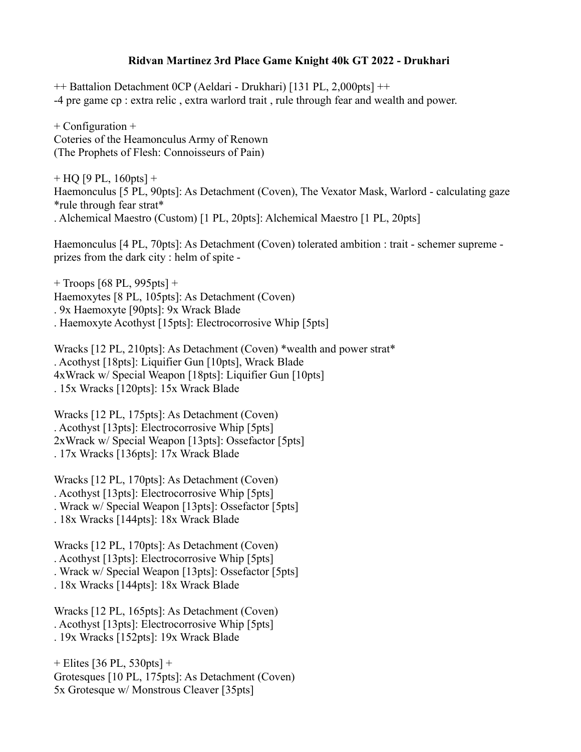# Ridvan Martinez 3rd Place Game Knight 40k GT 2022 - Drukhari

++ Battalion Detachment 0CP (Aeldari - Drukhari) [131 PL, 2,000pts] ++
-4 pre game cp : extra relic , extra warlord trait , rule through fear and wealth and power.

+ Configuration +
Coteries of the Heamonculus Army of Renown
(The Prophets of Flesh: Connoisseurs of Pain)

+ HQ [9 PL, 160pts] +
Haemonculus [5 PL, 90pts]: As Detachment (Coven), The Vexator Mask, Warlord - calculating gaze *rule through fear strat*
. Alchemical Maestro (Custom) [1 PL, 20pts]: Alchemical Maestro [1 PL, 20pts]

Haemonculus [4 PL, 70pts]: As Detachment (Coven) tolerated ambition : trait - schemer supreme - prizes from the dark city : helm of spite -

+ Troops [68 PL, 995pts] +
Haemoxytes [8 PL, 105pts]: As Detachment (Coven)
. 9x Haemoxyte [90pts]: 9x Wrack Blade
. Haemoxyte Acothyst [15pts]: Electrocorrosive Whip [5pts]

Wracks [12 PL, 210pts]: As Detachment (Coven) *wealth and power strat*
. Acothyst [18pts]: Liquifier Gun [10pts], Wrack Blade
4xWrack w/ Special Weapon [18pts]: Liquifier Gun [10pts]
. 15x Wracks [120pts]: 15x Wrack Blade

Wracks [12 PL, 175pts]: As Detachment (Coven)
. Acothyst [13pts]: Electrocorrosive Whip [5pts]
2xWrack w/ Special Weapon [13pts]: Ossefactor [5pts]
. 17x Wracks [136pts]: 17x Wrack Blade

Wracks [12 PL, 170pts]: As Detachment (Coven)
. Acothyst [13pts]: Electrocorrosive Whip [5pts]
. Wrack w/ Special Weapon [13pts]: Ossefactor [5pts]
. 18x Wracks [144pts]: 18x Wrack Blade

Wracks [12 PL, 170pts]: As Detachment (Coven)
. Acothyst [13pts]: Electrocorrosive Whip [5pts]
. Wrack w/ Special Weapon [13pts]: Ossefactor [5pts]
. 18x Wracks [144pts]: 18x Wrack Blade

Wracks [12 PL, 165pts]: As Detachment (Coven)
. Acothyst [13pts]: Electrocorrosive Whip [5pts]
. 19x Wracks [152pts]: 19x Wrack Blade

+ Elites [36 PL, 530pts] +
Grotesques [10 PL, 175pts]: As Detachment (Coven)
5x Grotesque w/ Monstrous Cleaver [35pts]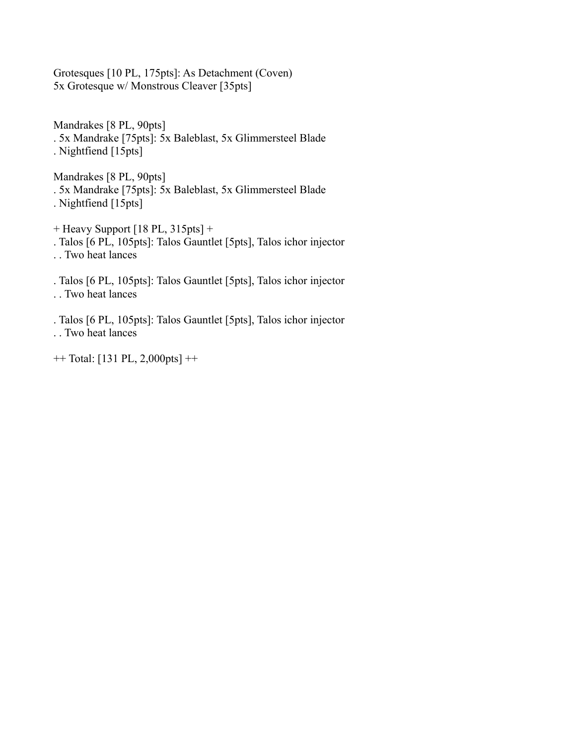Grotesques [10 PL, 175pts]: As Detachment (Coven)
5x Grotesque w/ Monstrous Cleaver [35pts]

Mandrakes [8 PL, 90pts]
. 5x Mandrake [75pts]: 5x Baleblast, 5x Glimmersteel Blade
. Nightfiend [15pts]

Mandrakes [8 PL, 90pts]
. 5x Mandrake [75pts]: 5x Baleblast, 5x Glimmersteel Blade
. Nightfiend [15pts]

+ Heavy Support [18 PL, 315pts] +
. Talos [6 PL, 105pts]: Talos Gauntlet [5pts], Talos ichor injector
. . Two heat lances

. Talos [6 PL, 105pts]: Talos Gauntlet [5pts], Talos ichor injector
. . Two heat lances

. Talos [6 PL, 105pts]: Talos Gauntlet [5pts], Talos ichor injector
. . Two heat lances

++ Total: [131 PL, 2,000pts] ++